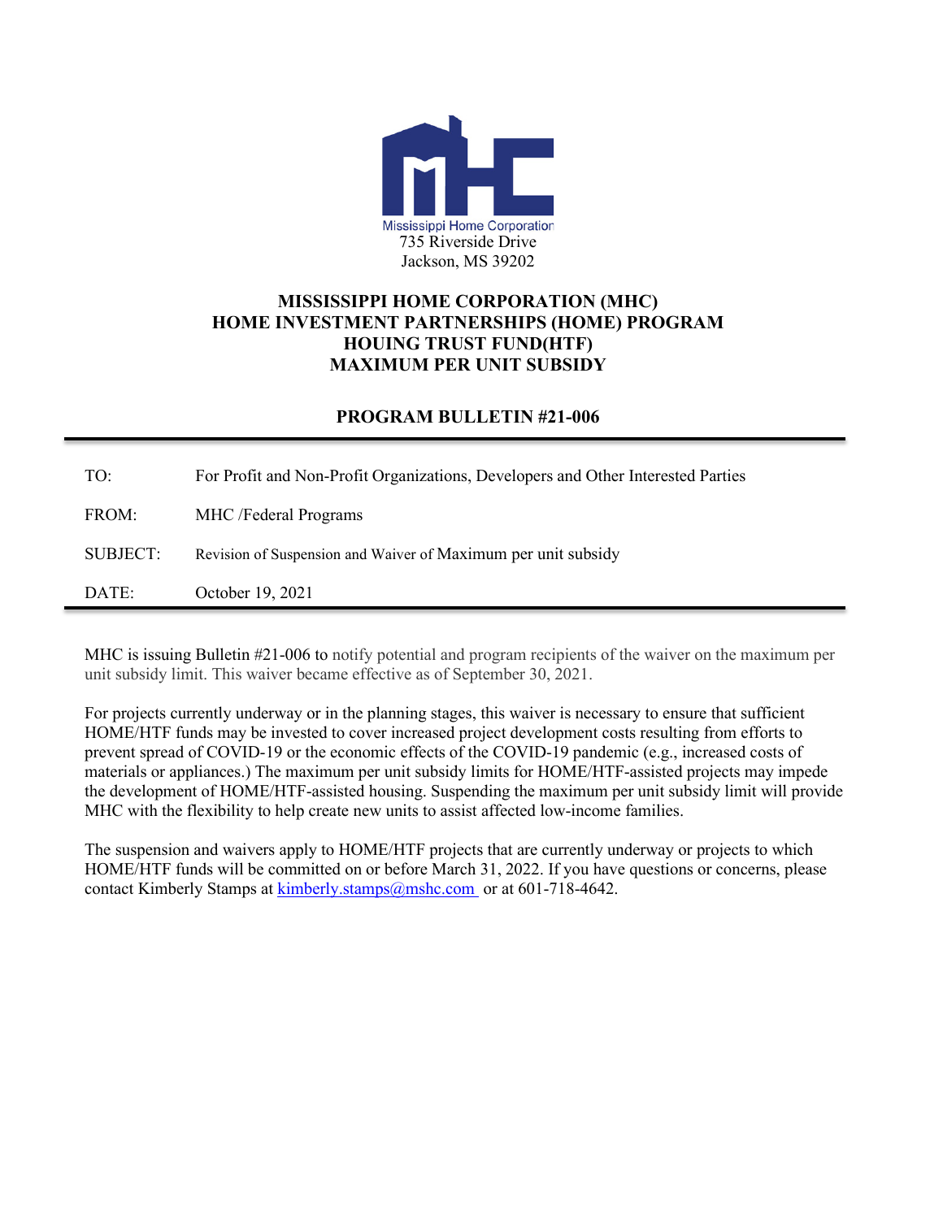Mississippi Home Corporation
735 Riverside Drive
Jackson, MS 39202

# MISSISSIPPI HOME CORPORATION (MHC)
# HOME INVESTMENT PARTNERSHIPS (HOME) PROGRAM
# HOUING TRUST FUND(HTF)
# MAXIMUM PER UNIT SUBSIDY

## PROGRAM BULLETIN #21-006

| | |
|---|---|
| TO: | For Profit and Non-Profit Organizations, Developers and Other Interested Parties |
| FROM: | MHC /Federal Programs |
| SUBJECT: | Revision of Suspension and Waiver of Maximum per unit subsidy |
| DATE: | October 19, 2021 |

MHC is issuing Bulletin #21-006 to notify potential and program recipients of the waiver on the maximum per unit subsidy limit. This waiver became effective as of September 30, 2021.

For projects currently underway or in the planning stages, this waiver is necessary to ensure that sufficient HOME/HTF funds may be invested to cover increased project development costs resulting from efforts to prevent spread of COVID-19 or the economic effects of the COVID-19 pandemic (e.g., increased costs of materials or appliances.) The maximum per unit subsidy limits for HOME/HTF-assisted projects may impede the development of HOME/HTF-assisted housing. Suspending the maximum per unit subsidy limit will provide MHC with the flexibility to help create new units to assist affected low-income families.

The suspension and waivers apply to HOME/HTF projects that are currently underway or projects to which HOME/HTF funds will be committed on or before March 31, 2022. If you have questions or concerns, please contact Kimberly Stamps at kimberly.stamps@mshc.com or at 601-718-4642.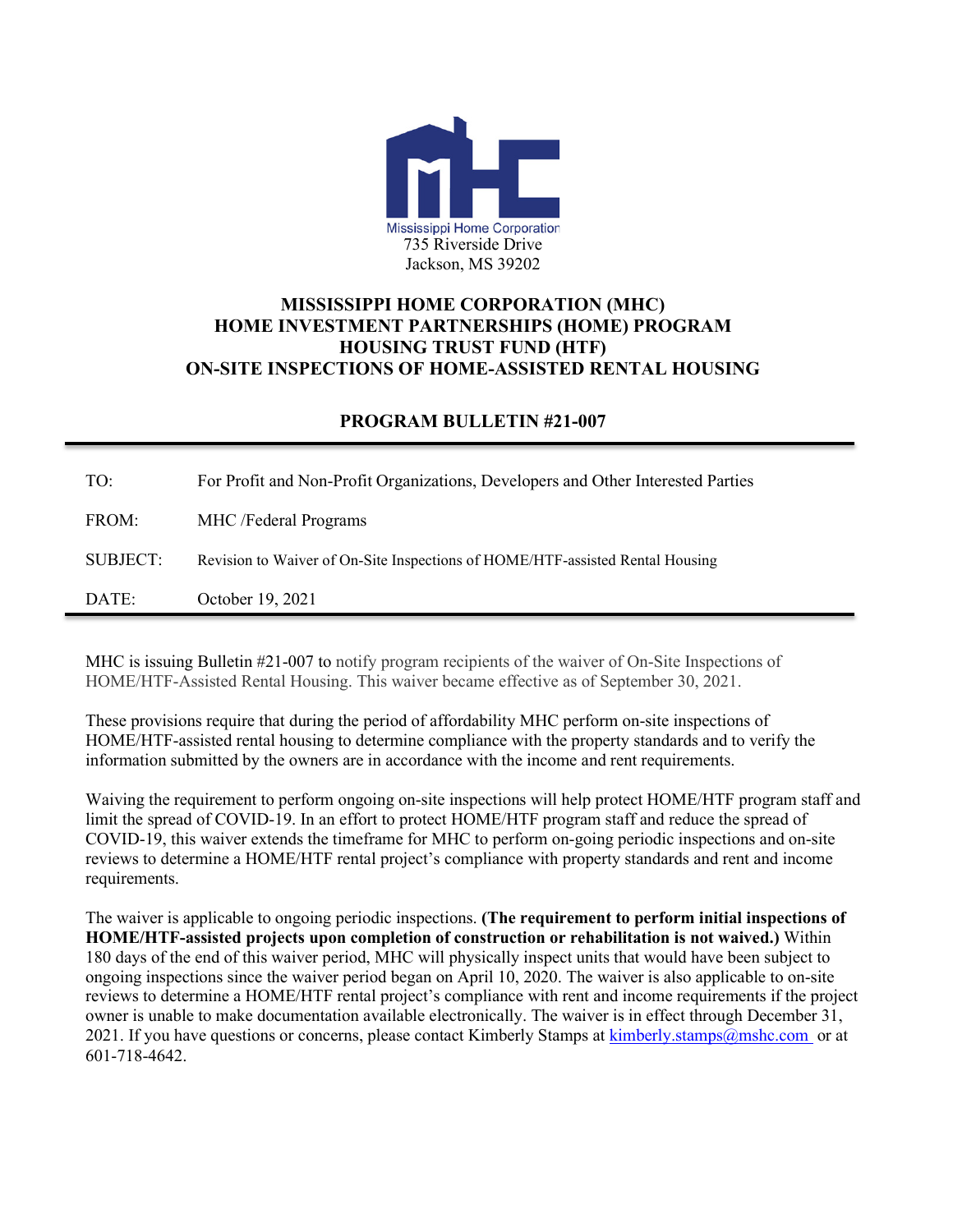Mississippi Home Corporation
735 Riverside Drive
Jackson, MS 39202

**MISSISSIPPI HOME CORPORATION (MHC)**
**HOME INVESTMENT PARTNERSHIPS (HOME) PROGRAM**
**HOUSING TRUST FUND (HTF)**
**ON-SITE INSPECTIONS OF HOME-ASSISTED RENTAL HOUSING**

**PROGRAM BULLETIN #21-007**

| | |
|---|---|
| TO: | For Profit and Non-Profit Organizations, Developers and Other Interested Parties |
| FROM: | MHC /Federal Programs |
| SUBJECT: | Revision to Waiver of On-Site Inspections of HOME/HTF-assisted Rental Housing |
| DATE: | October 19, 2021 |

MHC is issuing Bulletin #21-007 to notify program recipients of the waiver of On-Site Inspections of HOME/HTF-Assisted Rental Housing. This waiver became effective as of September 30, 2021.

These provisions require that during the period of affordability MHC perform on-site inspections of HOME/HTF-assisted rental housing to determine compliance with the property standards and to verify the information submitted by the owners are in accordance with the income and rent requirements.

Waiving the requirement to perform ongoing on-site inspections will help protect HOME/HTF program staff and limit the spread of COVID-19. In an effort to protect HOME/HTF program staff and reduce the spread of COVID-19, this waiver extends the timeframe for MHC to perform on-going periodic inspections and on-site reviews to determine a HOME/HTF rental project's compliance with property standards and rent and income requirements.

The waiver is applicable to ongoing periodic inspections. **(The requirement to perform initial inspections of HOME/HTF-assisted projects upon completion of construction or rehabilitation is not waived.)** Within 180 days of the end of this waiver period, MHC will physically inspect units that would have been subject to ongoing inspections since the waiver period began on April 10, 2020. The waiver is also applicable to on-site reviews to determine a HOME/HTF rental project's compliance with rent and income requirements if the project owner is unable to make documentation available electronically. The waiver is in effect through December 31, 2021. If you have questions or concerns, please contact Kimberly Stamps at kimberly.stamps@mshc.com or at 601-718-4642.